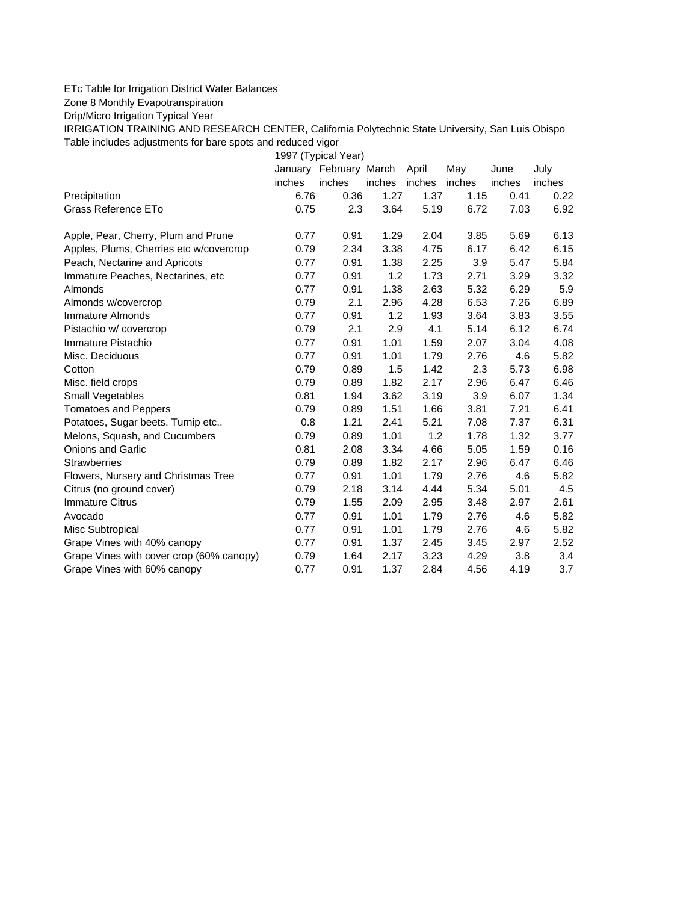ETc Table for Irrigation District Water Balances

Zone 8 Monthly Evapotranspiration

Drip/Micro Irrigation Typical Year

IRRIGATION TRAINING AND RESEARCH CENTER, California Polytechnic State University, San Luis Obispo

Table includes adjustments for bare spots and reduced vigor

| | 1997 (Typical Year) | | | | | | |
|---|---|---|---|---|---|---|---|
| | January | February | March | April | May | June | July |
| | inches | inches | inches | inches | inches | inches | inches |
| Precipitation | 6.76 | 0.36 | 1.27 | 1.37 | 1.15 | 0.41 | 0.22 |
| Grass Reference ETo | 0.75 | 2.3 | 3.64 | 5.19 | 6.72 | 7.03 | 6.92 |
| | | | | | | | |
| Apple, Pear, Cherry, Plum and Prune | 0.77 | 0.91 | 1.29 | 2.04 | 3.85 | 5.69 | 6.13 |
| Apples, Plums, Cherries etc w/covercrop | 0.79 | 2.34 | 3.38 | 4.75 | 6.17 | 6.42 | 6.15 |
| Peach, Nectarine and Apricots | 0.77 | 0.91 | 1.38 | 2.25 | 3.9 | 5.47 | 5.84 |
| Immature Peaches, Nectarines, etc | 0.77 | 0.91 | 1.2 | 1.73 | 2.71 | 3.29 | 3.32 |
| Almonds | 0.77 | 0.91 | 1.38 | 2.63 | 5.32 | 6.29 | 5.9 |
| Almonds w/covercrop | 0.79 | 2.1 | 2.96 | 4.28 | 6.53 | 7.26 | 6.89 |
| Immature Almonds | 0.77 | 0.91 | 1.2 | 1.93 | 3.64 | 3.83 | 3.55 |
| Pistachio w/ covercrop | 0.79 | 2.1 | 2.9 | 4.1 | 5.14 | 6.12 | 6.74 |
| Immature Pistachio | 0.77 | 0.91 | 1.01 | 1.59 | 2.07 | 3.04 | 4.08 |
| Misc. Deciduous | 0.77 | 0.91 | 1.01 | 1.79 | 2.76 | 4.6 | 5.82 |
| Cotton | 0.79 | 0.89 | 1.5 | 1.42 | 2.3 | 5.73 | 6.98 |
| Misc. field crops | 0.79 | 0.89 | 1.82 | 2.17 | 2.96 | 6.47 | 6.46 |
| Small Vegetables | 0.81 | 1.94 | 3.62 | 3.19 | 3.9 | 6.07 | 1.34 |
| Tomatoes and Peppers | 0.79 | 0.89 | 1.51 | 1.66 | 3.81 | 7.21 | 6.41 |
| Potatoes, Sugar beets, Turnip etc.. | 0.8 | 1.21 | 2.41 | 5.21 | 7.08 | 7.37 | 6.31 |
| Melons, Squash, and Cucumbers | 0.79 | 0.89 | 1.01 | 1.2 | 1.78 | 1.32 | 3.77 |
| Onions and Garlic | 0.81 | 2.08 | 3.34 | 4.66 | 5.05 | 1.59 | 0.16 |
| Strawberries | 0.79 | 0.89 | 1.82 | 2.17 | 2.96 | 6.47 | 6.46 |
| Flowers, Nursery and Christmas Tree | 0.77 | 0.91 | 1.01 | 1.79 | 2.76 | 4.6 | 5.82 |
| Citrus (no ground cover) | 0.79 | 2.18 | 3.14 | 4.44 | 5.34 | 5.01 | 4.5 |
| Immature Citrus | 0.79 | 1.55 | 2.09 | 2.95 | 3.48 | 2.97 | 2.61 |
| Avocado | 0.77 | 0.91 | 1.01 | 1.79 | 2.76 | 4.6 | 5.82 |
| Misc Subtropical | 0.77 | 0.91 | 1.01 | 1.79 | 2.76 | 4.6 | 5.82 |
| Grape Vines with 40% canopy | 0.77 | 0.91 | 1.37 | 2.45 | 3.45 | 2.97 | 2.52 |
| Grape Vines with cover crop (60% canopy) | 0.79 | 1.64 | 2.17 | 3.23 | 4.29 | 3.8 | 3.4 |
| Grape Vines with 60% canopy | 0.77 | 0.91 | 1.37 | 2.84 | 4.56 | 4.19 | 3.7 |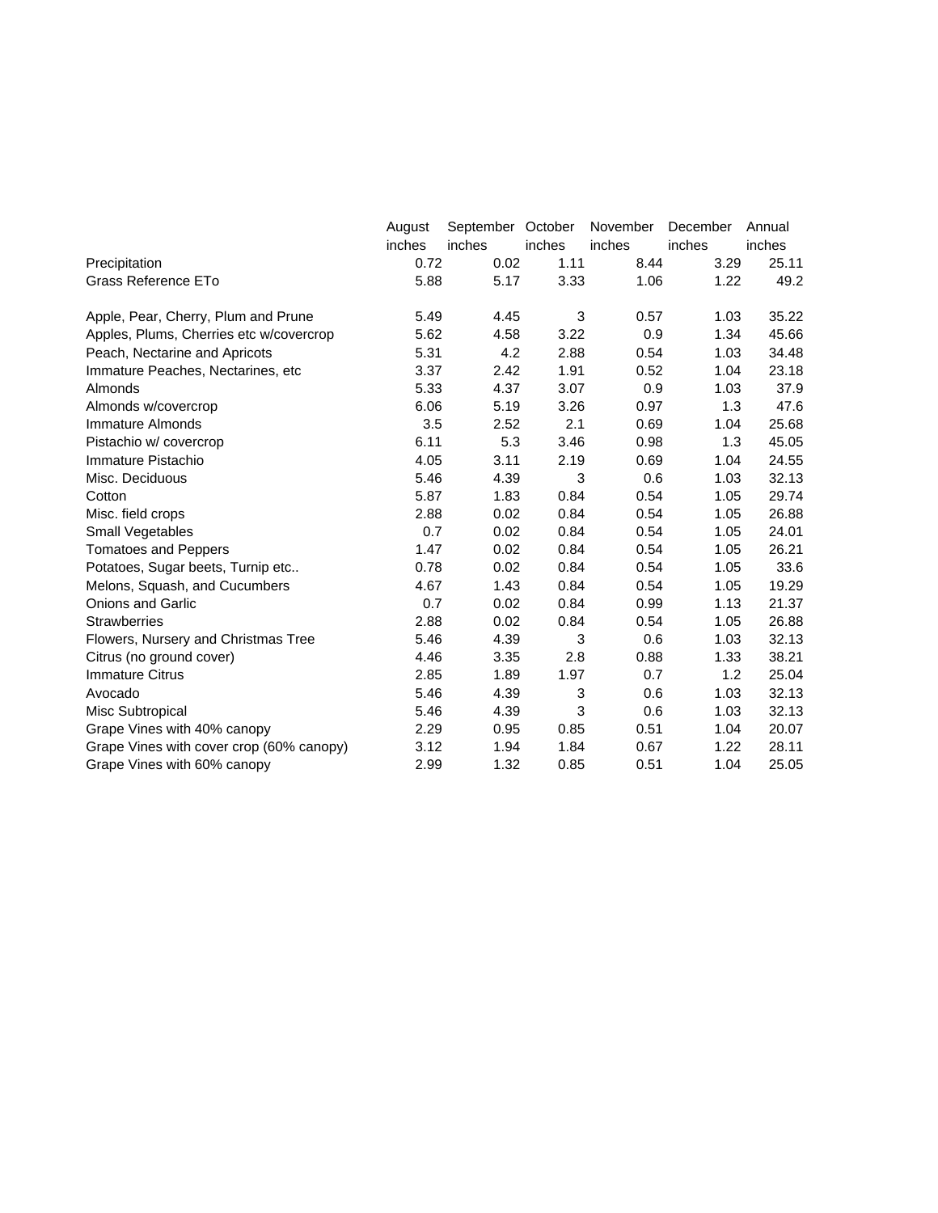| | August inches | September inches | October inches | November inches | December inches | Annual inches |
|---|---|---|---|---|---|---|
| Precipitation | 0.72 | 0.02 | 1.11 | 8.44 | 3.29 | 25.11 |
| Grass Reference ETo | 5.88 | 5.17 | 3.33 | 1.06 | 1.22 | 49.2 |
| | | | | | | |
| Apple, Pear, Cherry, Plum and Prune | 5.49 | 4.45 | 3 | 0.57 | 1.03 | 35.22 |
| Apples, Plums, Cherries etc w/covercrop | 5.62 | 4.58 | 3.22 | 0.9 | 1.34 | 45.66 |
| Peach, Nectarine and Apricots | 5.31 | 4.2 | 2.88 | 0.54 | 1.03 | 34.48 |
| Immature Peaches, Nectarines, etc | 3.37 | 2.42 | 1.91 | 0.52 | 1.04 | 23.18 |
| Almonds | 5.33 | 4.37 | 3.07 | 0.9 | 1.03 | 37.9 |
| Almonds w/covercrop | 6.06 | 5.19 | 3.26 | 0.97 | 1.3 | 47.6 |
| Immature Almonds | 3.5 | 2.52 | 2.1 | 0.69 | 1.04 | 25.68 |
| Pistachio w/ covercrop | 6.11 | 5.3 | 3.46 | 0.98 | 1.3 | 45.05 |
| Immature Pistachio | 4.05 | 3.11 | 2.19 | 0.69 | 1.04 | 24.55 |
| Misc. Deciduous | 5.46 | 4.39 | 3 | 0.6 | 1.03 | 32.13 |
| Cotton | 5.87 | 1.83 | 0.84 | 0.54 | 1.05 | 29.74 |
| Misc. field crops | 2.88 | 0.02 | 0.84 | 0.54 | 1.05 | 26.88 |
| Small Vegetables | 0.7 | 0.02 | 0.84 | 0.54 | 1.05 | 24.01 |
| Tomatoes and Peppers | 1.47 | 0.02 | 0.84 | 0.54 | 1.05 | 26.21 |
| Potatoes, Sugar beets, Turnip etc.. | 0.78 | 0.02 | 0.84 | 0.54 | 1.05 | 33.6 |
| Melons, Squash, and Cucumbers | 4.67 | 1.43 | 0.84 | 0.54 | 1.05 | 19.29 |
| Onions and Garlic | 0.7 | 0.02 | 0.84 | 0.99 | 1.13 | 21.37 |
| Strawberries | 2.88 | 0.02 | 0.84 | 0.54 | 1.05 | 26.88 |
| Flowers, Nursery and Christmas Tree | 5.46 | 4.39 | 3 | 0.6 | 1.03 | 32.13 |
| Citrus (no ground cover) | 4.46 | 3.35 | 2.8 | 0.88 | 1.33 | 38.21 |
| Immature Citrus | 2.85 | 1.89 | 1.97 | 0.7 | 1.2 | 25.04 |
| Avocado | 5.46 | 4.39 | 3 | 0.6 | 1.03 | 32.13 |
| Misc Subtropical | 5.46 | 4.39 | 3 | 0.6 | 1.03 | 32.13 |
| Grape Vines with 40% canopy | 2.29 | 0.95 | 0.85 | 0.51 | 1.04 | 20.07 |
| Grape Vines with cover crop (60% canopy) | 3.12 | 1.94 | 1.84 | 0.67 | 1.22 | 28.11 |
| Grape Vines with 60% canopy | 2.99 | 1.32 | 0.85 | 0.51 | 1.04 | 25.05 |